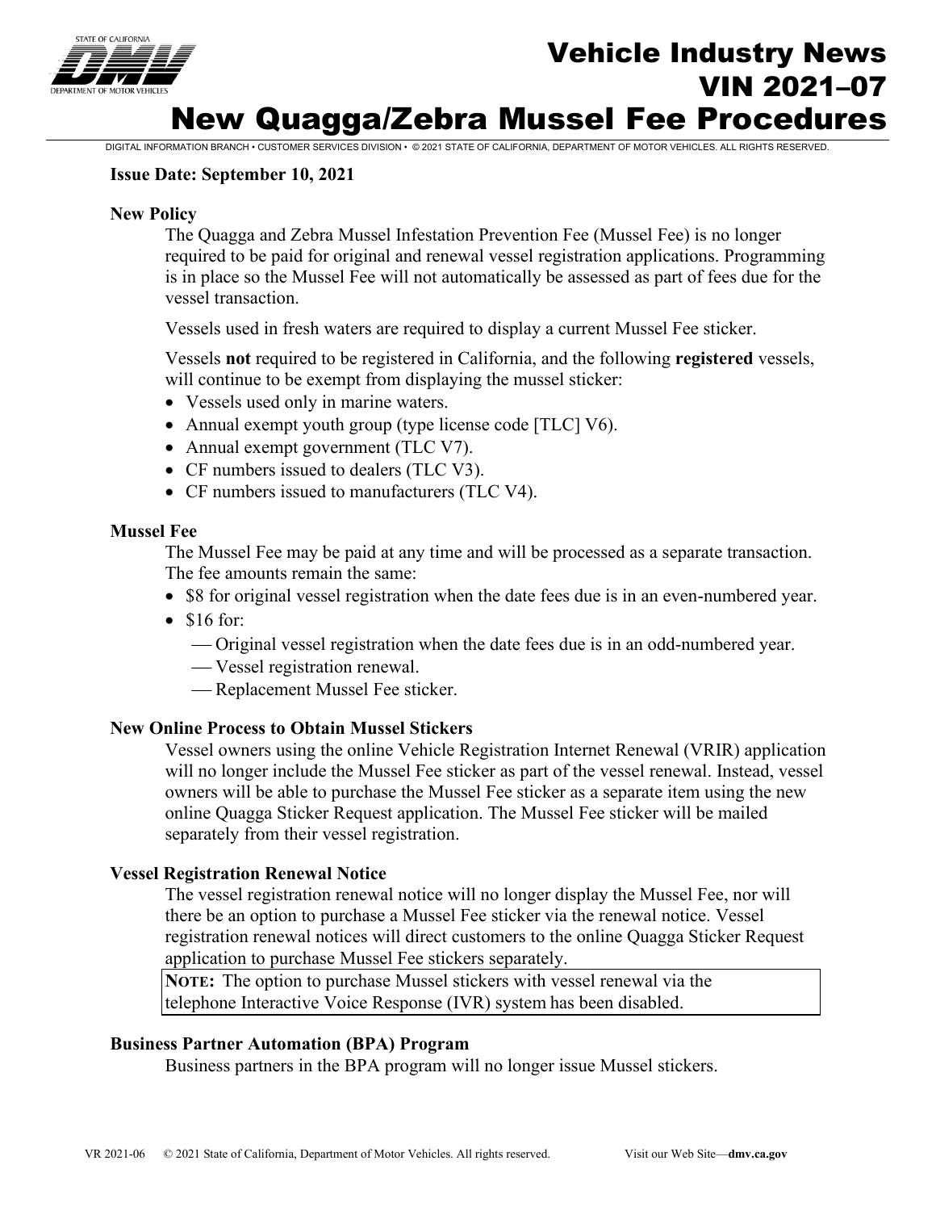# Vehicle Industry News
# VIN 2021–07
# New Quagga/Zebra Mussel Fee Procedures

DIGITAL INFORMATION BRANCH • CUSTOMER SERVICES DIVISION • © 2021 STATE OF CALIFORNIA, DEPARTMENT OF MOTOR VEHICLES. ALL RIGHTS RESERVED.

**Issue Date: September 10, 2021**

### New Policy

The Quagga and Zebra Mussel Infestation Prevention Fee (Mussel Fee) is no longer required to be paid for original and renewal vessel registration applications. Programming is in place so the Mussel Fee will not automatically be assessed as part of fees due for the vessel transaction.

Vessels used in fresh waters are required to display a current Mussel Fee sticker.

Vessels **not** required to be registered in California, and the following **registered** vessels, will continue to be exempt from displaying the mussel sticker:

- Vessels used only in marine waters.
- Annual exempt youth group (type license code [TLC] V6).
- Annual exempt government (TLC V7).
- CF numbers issued to dealers (TLC V3).
- CF numbers issued to manufacturers (TLC V4).

### Mussel Fee

The Mussel Fee may be paid at any time and will be processed as a separate transaction. The fee amounts remain the same:

- $8 for original vessel registration when the date fees due is in an even-numbered year.
- $16 for:
  - Original vessel registration when the date fees due is in an odd-numbered year.
  - Vessel registration renewal.
  - Replacement Mussel Fee sticker.

### New Online Process to Obtain Mussel Stickers

Vessel owners using the online Vehicle Registration Internet Renewal (VRIR) application will no longer include the Mussel Fee sticker as part of the vessel renewal. Instead, vessel owners will be able to purchase the Mussel Fee sticker as a separate item using the new online Quagga Sticker Request application. The Mussel Fee sticker will be mailed separately from their vessel registration.

### Vessel Registration Renewal Notice

The vessel registration renewal notice will no longer display the Mussel Fee, nor will there be an option to purchase a Mussel Fee sticker via the renewal notice. Vessel registration renewal notices will direct customers to the online Quagga Sticker Request application to purchase Mussel Fee stickers separately.

> **NOTE:** The option to purchase Mussel stickers with vessel renewal via the telephone Interactive Voice Response (IVR) system has been disabled.

### Business Partner Automation (BPA) Program

Business partners in the BPA program will no longer issue Mussel stickers.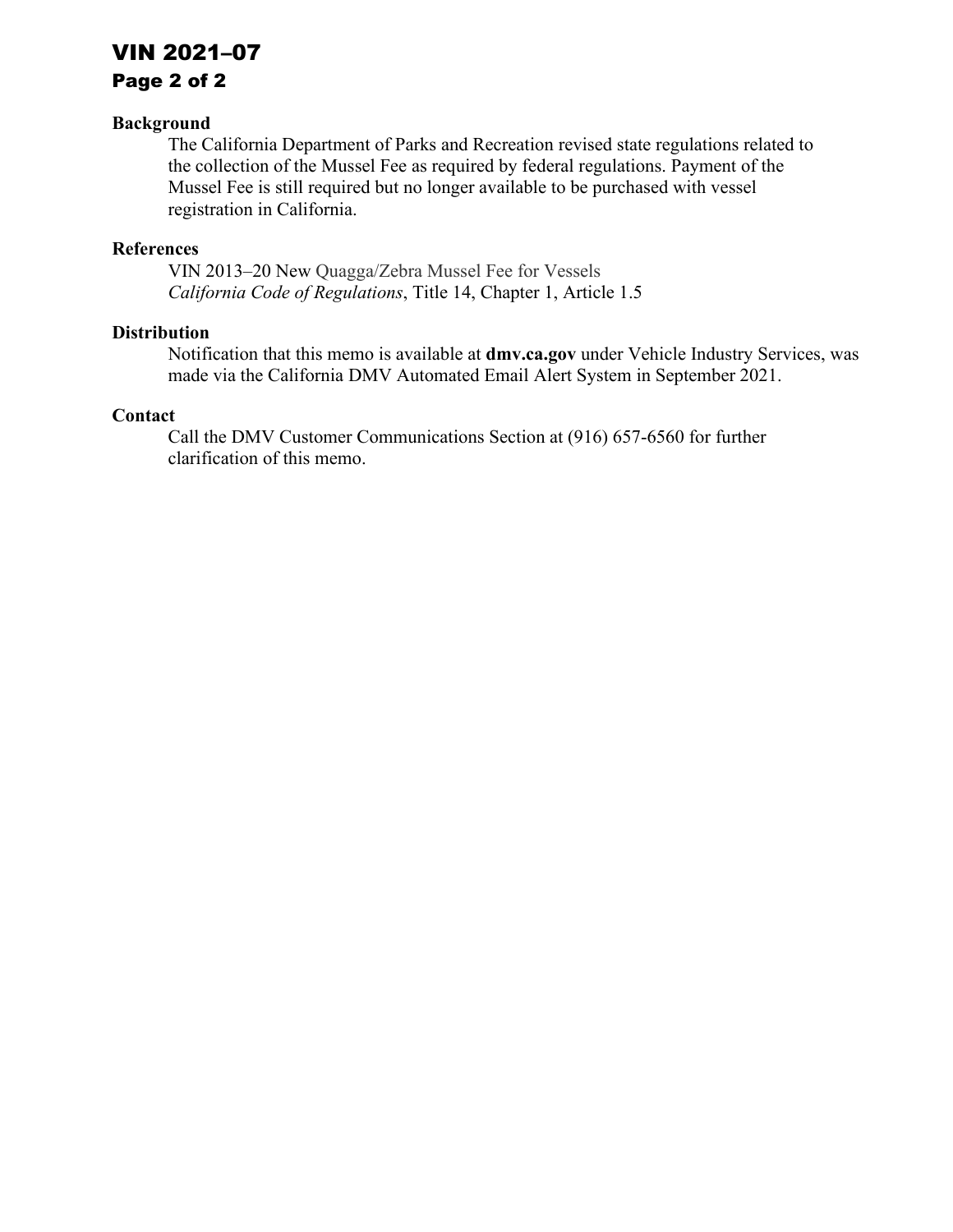## Background

The California Department of Parks and Recreation revised state regulations related to the collection of the Mussel Fee as required by federal regulations. Payment of the Mussel Fee is still required but no longer available to be purchased with vessel registration in California.

## References

VIN 2013–20 New Quagga/Zebra Mussel Fee for Vessels
*California Code of Regulations*, Title 14, Chapter 1, Article 1.5

## Distribution

Notification that this memo is available at **dmv.ca.gov** under Vehicle Industry Services, was made via the California DMV Automated Email Alert System in September 2021.

## Contact

Call the DMV Customer Communications Section at (916) 657-6560 for further clarification of this memo.